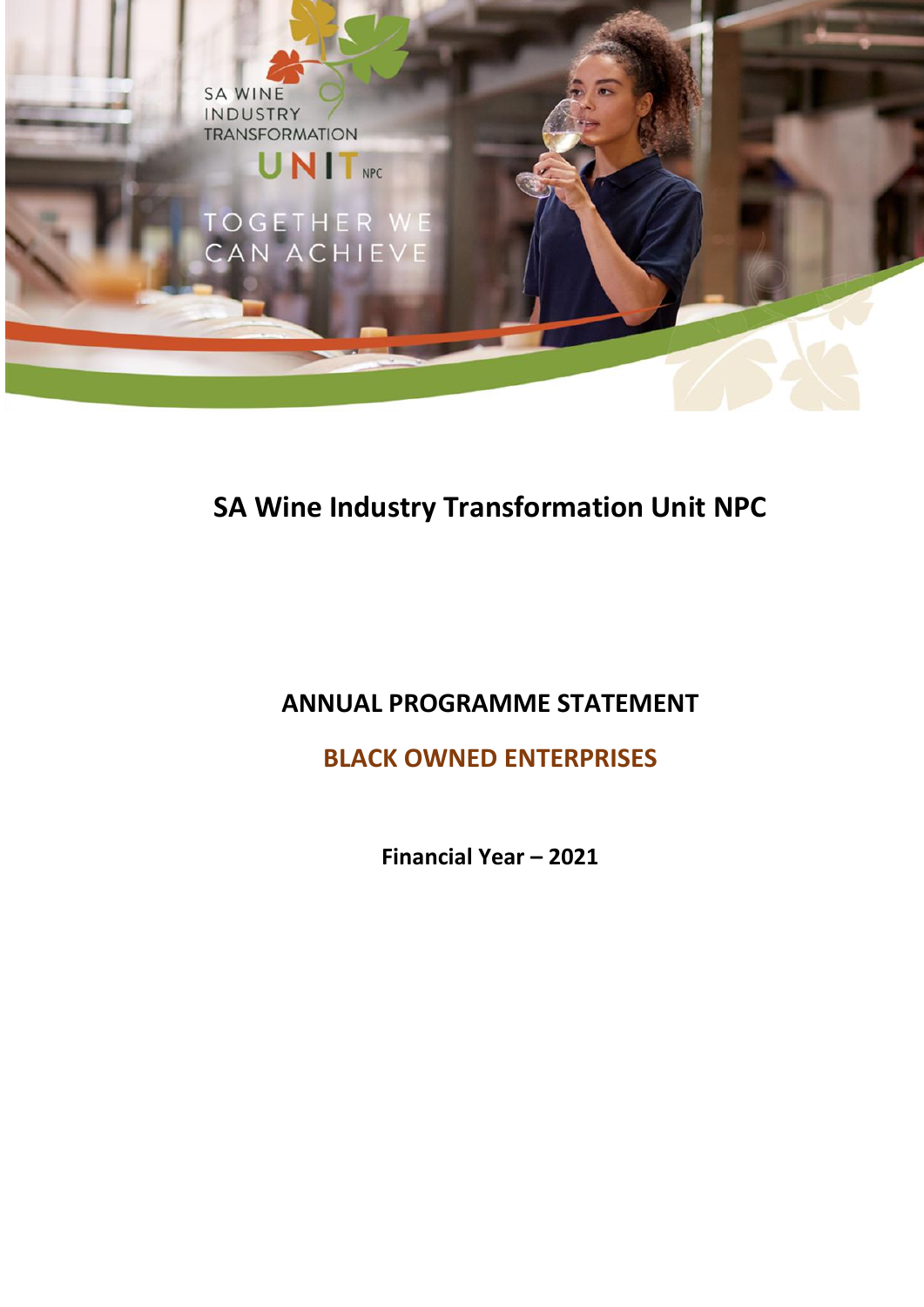SA WINE INDUSTRY TRANSFORMATION UNIT NPC

TOGETHER WE CAN ACHIEVE

# SA Wine Industry Transformation Unit NPC

## ANNUAL PROGRAMME STATEMENT

## BLACK OWNED ENTERPRISES

**Financial Year – 2021**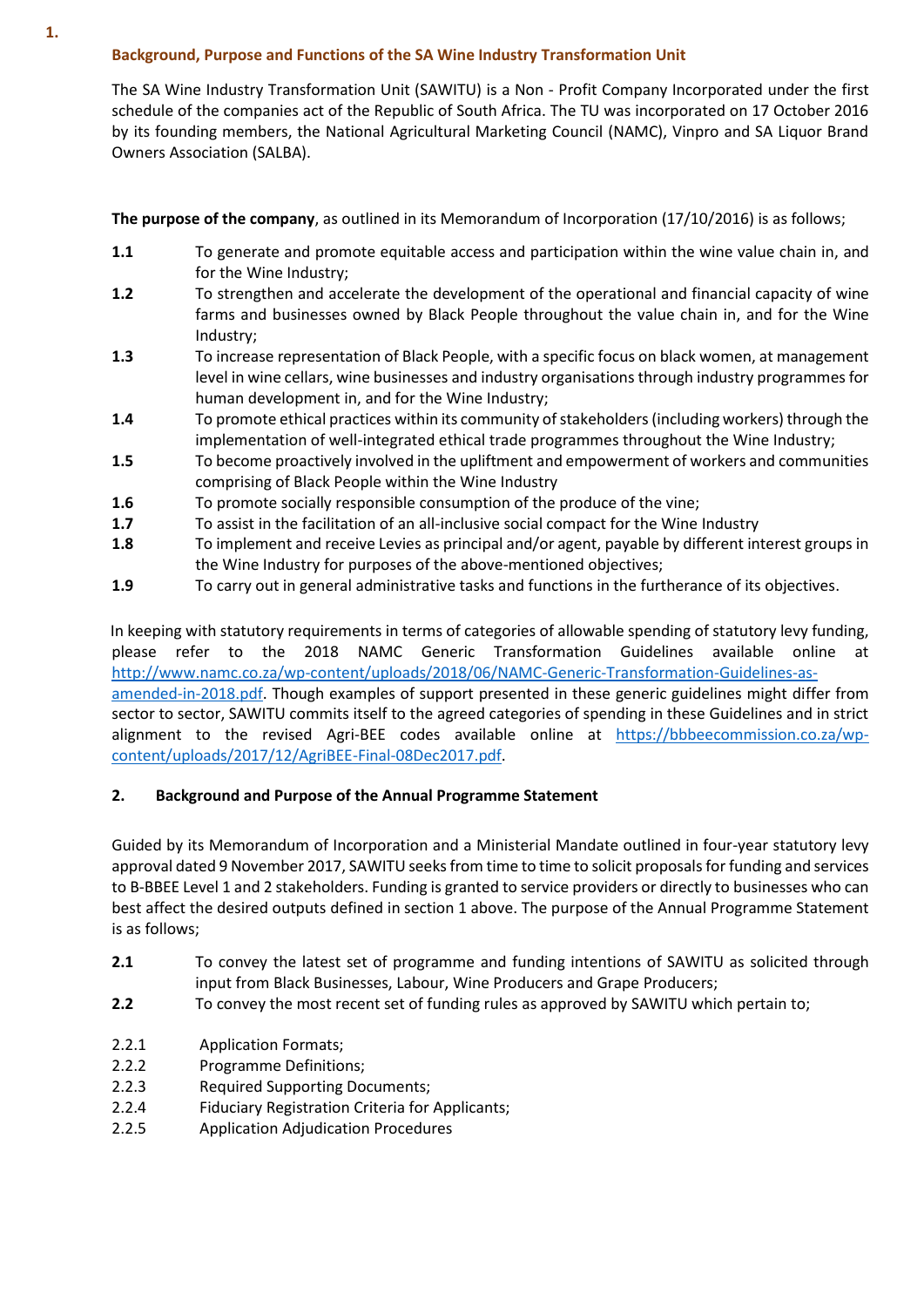## 1. Background, Purpose and Functions of the SA Wine Industry Transformation Unit

The SA Wine Industry Transformation Unit (SAWITU) is a Non - Profit Company Incorporated under the first schedule of the companies act of the Republic of South Africa. The TU was incorporated on 17 October 2016 by its founding members, the National Agricultural Marketing Council (NAMC), Vinpro and SA Liquor Brand Owners Association (SALBA).

**The purpose of the company**, as outlined in its Memorandum of Incorporation (17/10/2016) is as follows;

- **1.1** To generate and promote equitable access and participation within the wine value chain in, and for the Wine Industry;
- **1.2** To strengthen and accelerate the development of the operational and financial capacity of wine farms and businesses owned by Black People throughout the value chain in, and for the Wine Industry;
- **1.3** To increase representation of Black People, with a specific focus on black women, at management level in wine cellars, wine businesses and industry organisations through industry programmes for human development in, and for the Wine Industry;
- **1.4** To promote ethical practices within its community of stakeholders (including workers) through the implementation of well-integrated ethical trade programmes throughout the Wine Industry;
- **1.5** To become proactively involved in the upliftment and empowerment of workers and communities comprising of Black People within the Wine Industry
- **1.6** To promote socially responsible consumption of the produce of the vine;
- **1.7** To assist in the facilitation of an all-inclusive social compact for the Wine Industry
- **1.8** To implement and receive Levies as principal and/or agent, payable by different interest groups in the Wine Industry for purposes of the above-mentioned objectives;
- **1.9** To carry out in general administrative tasks and functions in the furtherance of its objectives.

In keeping with statutory requirements in terms of categories of allowable spending of statutory levy funding, please refer to the 2018 NAMC Generic Transformation Guidelines available online at http://www.namc.co.za/wp-content/uploads/2018/06/NAMC-Generic-Transformation-Guidelines-as-amended-in-2018.pdf. Though examples of support presented in these generic guidelines might differ from sector to sector, SAWITU commits itself to the agreed categories of spending in these Guidelines and in strict alignment to the revised Agri-BEE codes available online at https://bbbeecommission.co.za/wp-content/uploads/2017/12/AgriBEE-Final-08Dec2017.pdf.

## 2. Background and Purpose of the Annual Programme Statement

Guided by its Memorandum of Incorporation and a Ministerial Mandate outlined in four-year statutory levy approval dated 9 November 2017, SAWITU seeks from time to time to solicit proposals for funding and services to B-BBEE Level 1 and 2 stakeholders. Funding is granted to service providers or directly to businesses who can best affect the desired outputs defined in section 1 above. The purpose of the Annual Programme Statement is as follows;

- **2.1** To convey the latest set of programme and funding intentions of SAWITU as solicited through input from Black Businesses, Labour, Wine Producers and Grape Producers;
- **2.2** To convey the most recent set of funding rules as approved by SAWITU which pertain to;
  - 2.2.1 Application Formats;
  - 2.2.2 Programme Definitions;
  - 2.2.3 Required Supporting Documents;
  - 2.2.4 Fiduciary Registration Criteria for Applicants;
  - 2.2.5 Application Adjudication Procedures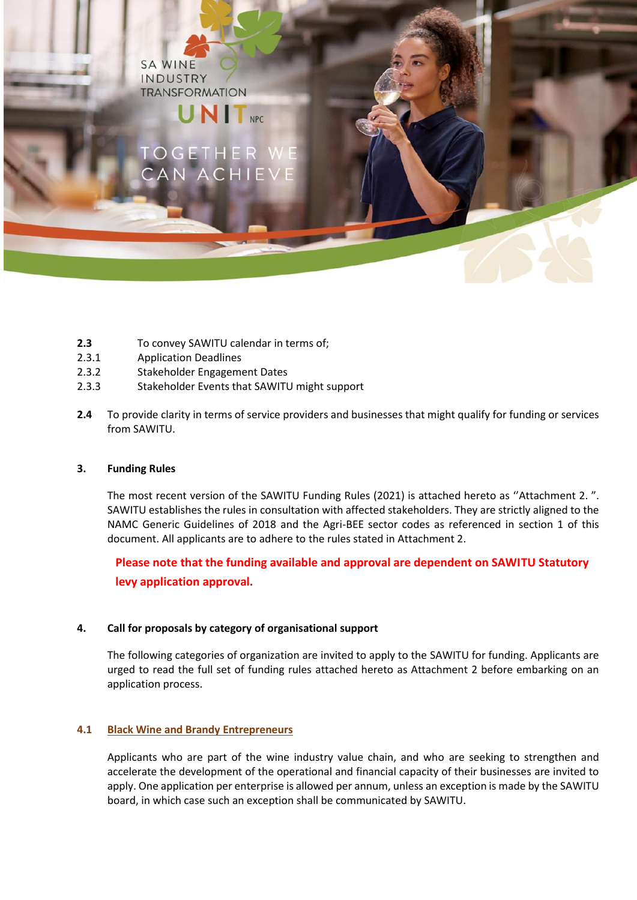**2.3** To convey SAWITU calendar in terms of;

2.3.1 Application Deadlines

2.3.2 Stakeholder Engagement Dates

2.3.3 Stakeholder Events that SAWITU might support

**2.4** To provide clarity in terms of service providers and businesses that might qualify for funding or services from SAWITU.

## 3. Funding Rules

The most recent version of the SAWITU Funding Rules (2021) is attached hereto as ''Attachment 2. ". SAWITU establishes the rules in consultation with affected stakeholders. They are strictly aligned to the NAMC Generic Guidelines of 2018 and the Agri-BEE sector codes as referenced in section 1 of this document. All applicants are to adhere to the rules stated in Attachment 2.

**Please note that the funding available and approval are dependent on SAWITU Statutory levy application approval.**

## 4. Call for proposals by category of organisational support

The following categories of organization are invited to apply to the SAWITU for funding. Applicants are urged to read the full set of funding rules attached hereto as Attachment 2 before embarking on an application process.

### 4.1 Black Wine and Brandy Entrepreneurs

Applicants who are part of the wine industry value chain, and who are seeking to strengthen and accelerate the development of the operational and financial capacity of their businesses are invited to apply. One application per enterprise is allowed per annum, unless an exception is made by the SAWITU board, in which case such an exception shall be communicated by SAWITU.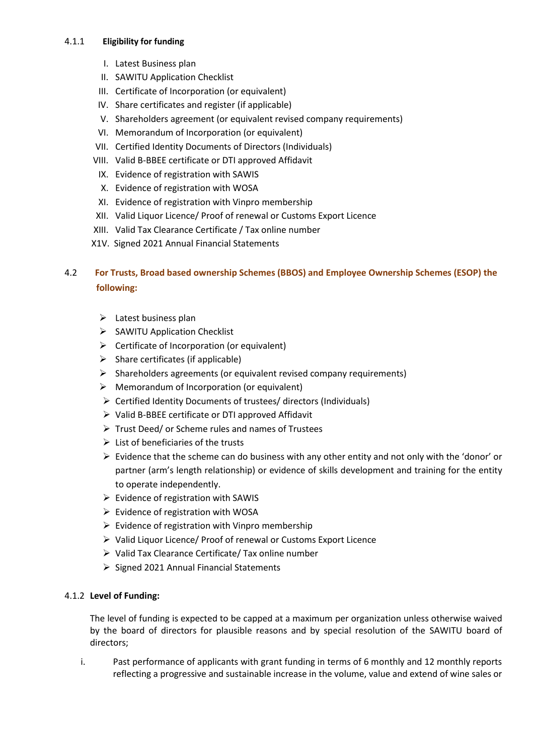#### 4.1.1 Eligibility for funding

I. Latest Business plan
II. SAWITU Application Checklist
III. Certificate of Incorporation (or equivalent)
IV. Share certificates and register (if applicable)
V. Shareholders agreement (or equivalent revised company requirements)
VI. Memorandum of Incorporation (or equivalent)
VII. Certified Identity Documents of Directors (Individuals)
VIII. Valid B-BBEE certificate or DTI approved Affidavit
IX. Evidence of registration with SAWIS
X. Evidence of registration with WOSA
XI. Evidence of registration with Vinpro membership
XII. Valid Liquor Licence/ Proof of renewal or Customs Export Licence
XIII. Valid Tax Clearance Certificate / Tax online number
X1V. Signed 2021 Annual Financial Statements

### 4.2 For Trusts, Broad based ownership Schemes (BBOS) and Employee Ownership Schemes (ESOP) the following:

- Latest business plan
- SAWITU Application Checklist
- Certificate of Incorporation (or equivalent)
- Share certificates (if applicable)
- Shareholders agreements (or equivalent revised company requirements)
- Memorandum of Incorporation (or equivalent)
- Certified Identity Documents of trustees/ directors (Individuals)
- Valid B-BBEE certificate or DTI approved Affidavit
- Trust Deed/ or Scheme rules and names of Trustees
- List of beneficiaries of the trusts
- Evidence that the scheme can do business with any other entity and not only with the 'donor' or partner (arm's length relationship) or evidence of skills development and training for the entity to operate independently.
- Evidence of registration with SAWIS
- Evidence of registration with WOSA
- Evidence of registration with Vinpro membership
- Valid Liquor Licence/ Proof of renewal or Customs Export Licence
- Valid Tax Clearance Certificate/ Tax online number
- Signed 2021 Annual Financial Statements

#### 4.1.2 Level of Funding:

The level of funding is expected to be capped at a maximum per organization unless otherwise waived by the board of directors for plausible reasons and by special resolution of the SAWITU board of directors;

i. Past performance of applicants with grant funding in terms of 6 monthly and 12 monthly reports reflecting a progressive and sustainable increase in the volume, value and extend of wine sales or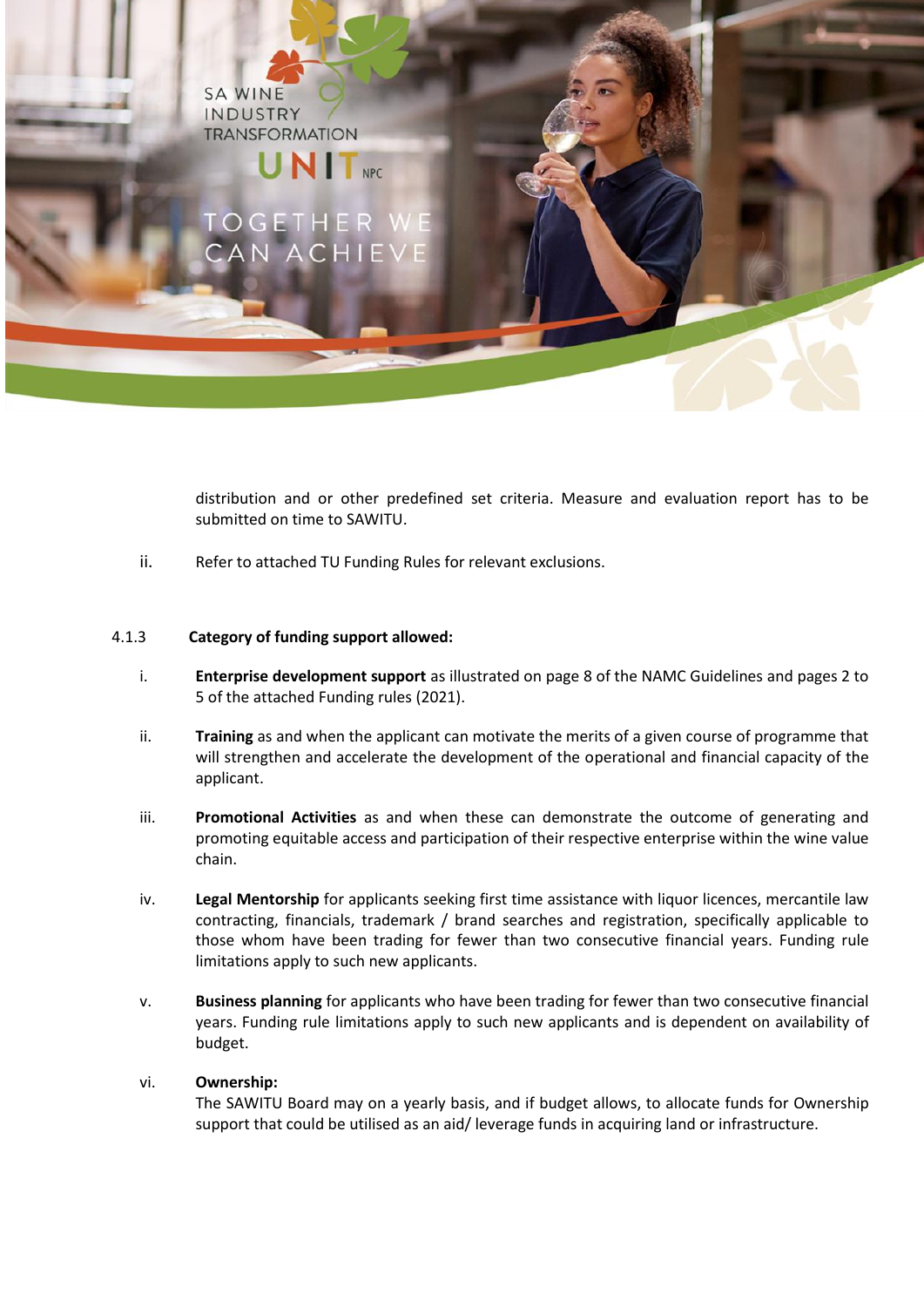distribution and or other predefined set criteria. Measure and evaluation report has to be submitted on time to SAWITU.

ii. Refer to attached TU Funding Rules for relevant exclusions.

4.1.3 **Category of funding support allowed:**

i. **Enterprise development support** as illustrated on page 8 of the NAMC Guidelines and pages 2 to 5 of the attached Funding rules (2021).

ii. **Training** as and when the applicant can motivate the merits of a given course of programme that will strengthen and accelerate the development of the operational and financial capacity of the applicant.

iii. **Promotional Activities** as and when these can demonstrate the outcome of generating and promoting equitable access and participation of their respective enterprise within the wine value chain.

iv. **Legal Mentorship** for applicants seeking first time assistance with liquor licences, mercantile law contracting, financials, trademark / brand searches and registration, specifically applicable to those whom have been trading for fewer than two consecutive financial years. Funding rule limitations apply to such new applicants.

v. **Business planning** for applicants who have been trading for fewer than two consecutive financial years. Funding rule limitations apply to such new applicants and is dependent on availability of budget.

vi. **Ownership:**
The SAWITU Board may on a yearly basis, and if budget allows, to allocate funds for Ownership support that could be utilised as an aid/ leverage funds in acquiring land or infrastructure.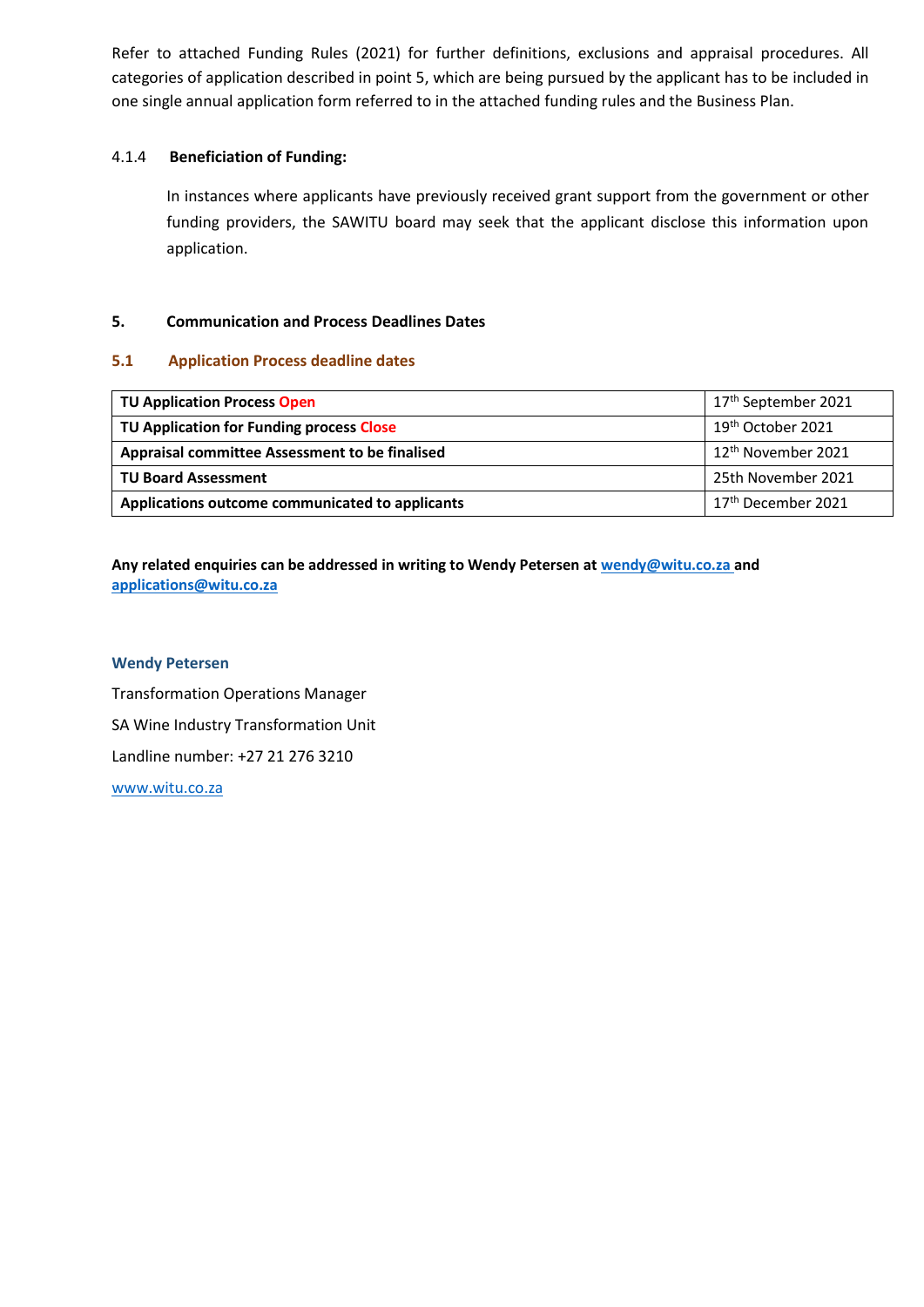Refer to attached Funding Rules (2021) for further definitions, exclusions and appraisal procedures. All categories of application described in point 5, which are being pursued by the applicant has to be included in one single annual application form referred to in the attached funding rules and the Business Plan.

#### 4.1.4 Beneficiation of Funding:

In instances where applicants have previously received grant support from the government or other funding providers, the SAWITU board may seek that the applicant disclose this information upon application.

## 5. Communication and Process Deadlines Dates

### 5.1 Application Process deadline dates

| | |
|---|---|
| **TU Application Process Open** | 17th September 2021 |
| **TU Application for Funding process Close** | 19th October 2021 |
| **Appraisal committee Assessment to be finalised** | 12th November 2021 |
| **TU Board Assessment** | 25th November 2021 |
| **Applications outcome communicated to applicants** | 17th December 2021 |

**Any related enquiries can be addressed in writing to Wendy Petersen at wendy@witu.co.za and applications@witu.co.za**

**Wendy Petersen**

Transformation Operations Manager

SA Wine Industry Transformation Unit

Landline number: +27 21 276 3210

www.witu.co.za